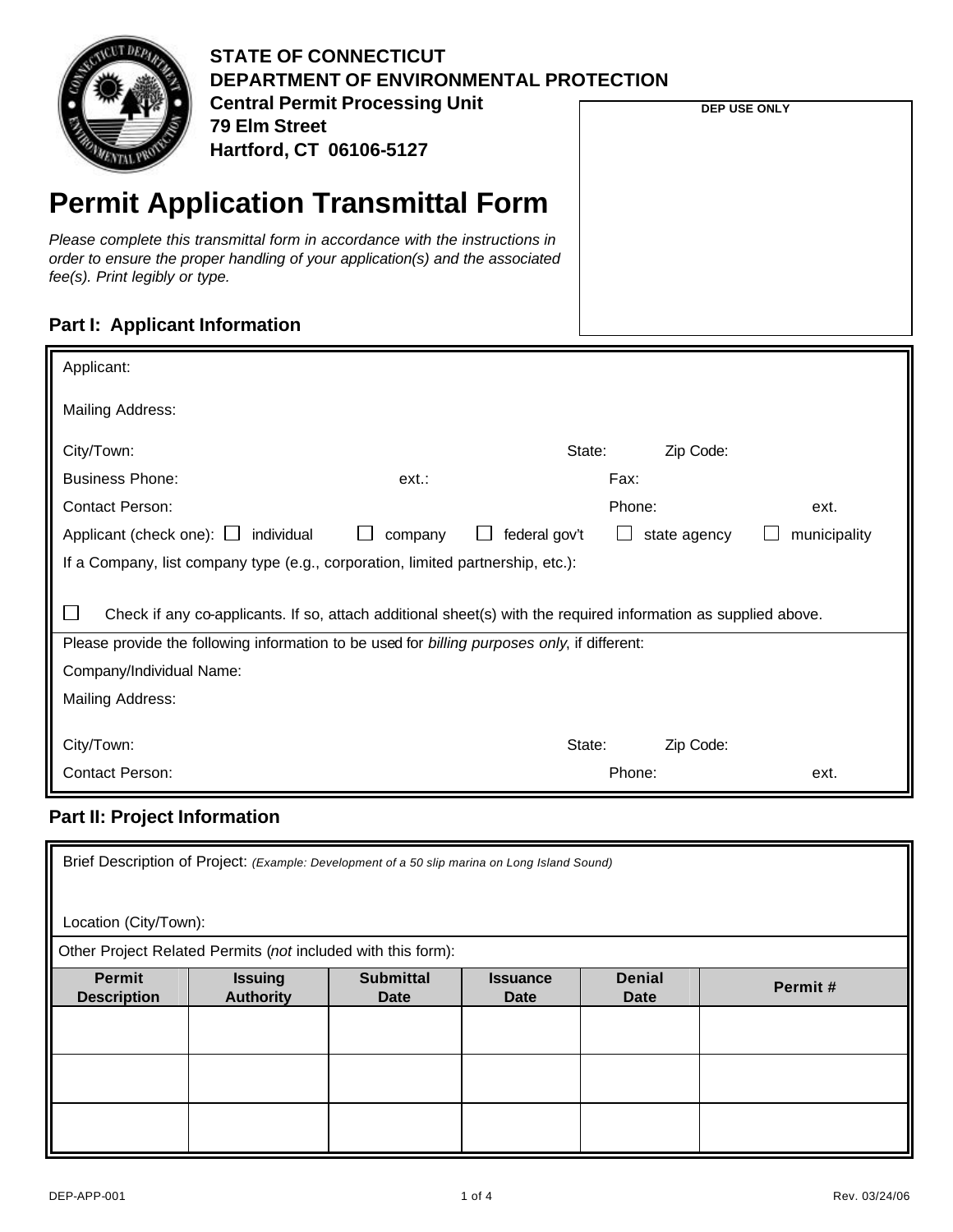**STATE OF CONNECTICUT**
**DEPARTMENT OF ENVIRONMENTAL PROTECTION**
**Central Permit Processing Unit**
**79 Elm Street**
**Hartford, CT 06106-5127**

**DEP USE ONLY**

# Permit Application Transmittal Form

*Please complete this transmittal form in accordance with the instructions in order to ensure the proper handling of your application(s) and the associated fee(s). Print legibly or type.*

## Part I: Applicant Information

Applicant:

Mailing Address:

City/Town: State: Zip Code:

Business Phone: ext.: Fax:

Contact Person: Phone: ext.

Applicant (check one): ☐ individual ☐ company ☐ federal gov't ☐ state agency ☐ municipality

If a Company, list company type (e.g., corporation, limited partnership, etc.):

☐ Check if any co-applicants. If so, attach additional sheet(s) with the required information as supplied above.

Please provide the following information to be used for *billing purposes only*, if different:

Company/Individual Name:

Mailing Address:

City/Town: State: Zip Code:

Contact Person: Phone: ext.

## Part II: Project Information

Brief Description of Project: *(Example: Development of a 50 slip marina on Long Island Sound)*

Location (City/Town):

Other Project Related Permits (*not* included with this form):

| Permit Description | Issuing Authority | Submittal Date | Issuance Date | Denial Date | Permit # |
|---|---|---|---|---|---|
| | | | | | |
| | | | | | |
| | | | | | |

DEP-APP-001 Rev. 03/24/06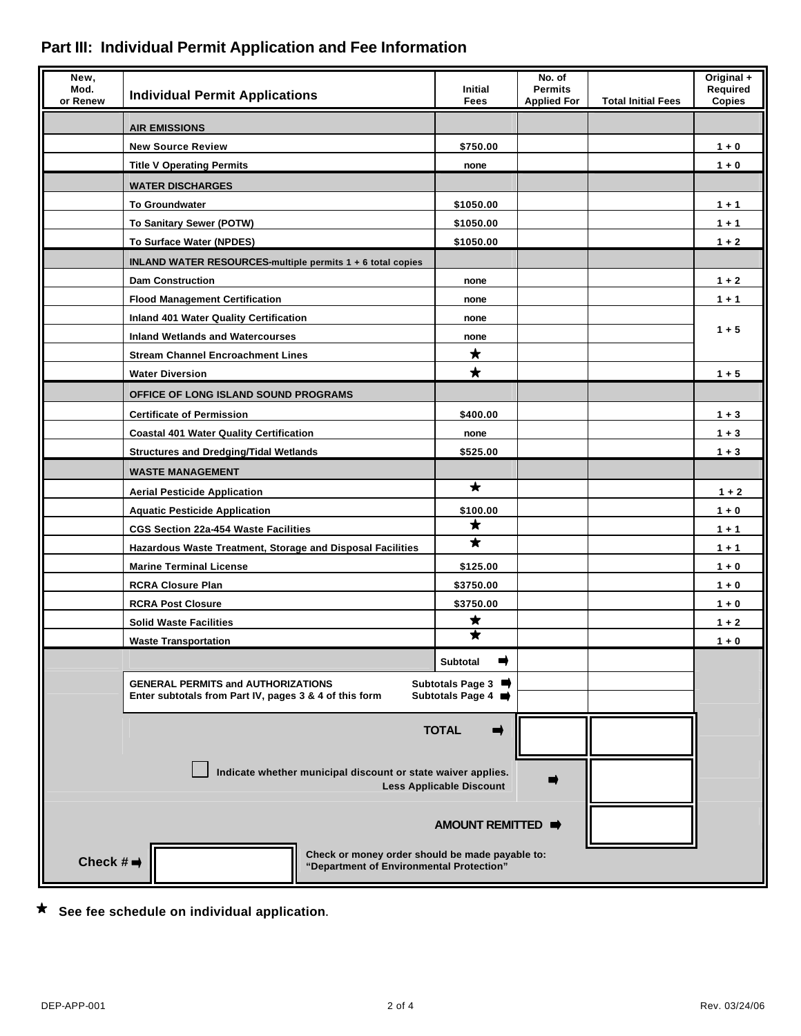## Part III: Individual Permit Application and Fee Information

| New, Mod. or Renew | Individual Permit Applications | Initial Fees | No. of Permits Applied For | Total Initial Fees | Original + Required Copies |
|---|---|---|---|---|---|
| | **AIR EMISSIONS** | | | | |
| | New Source Review | $750.00 | | | 1 + 0 |
| | Title V Operating Permits | none | | | 1 + 0 |
| | **WATER DISCHARGES** | | | | |
| | To Groundwater | $1050.00 | | | 1 + 1 |
| | To Sanitary Sewer (POTW) | $1050.00 | | | 1 + 1 |
| | To Surface Water (NPDES) | $1050.00 | | | 1 + 2 |
| | **INLAND WATER RESOURCES**-multiple permits 1 + 6 total copies | | | | |
| | Dam Construction | none | | | 1 + 2 |
| | Flood Management Certification | none | | | 1 + 1 |
| | Inland 401 Water Quality Certification | none | | | 1 + 5 |
| | Inland Wetlands and Watercourses | none | | | |
| | Stream Channel Encroachment Lines | ★ | | | |
| | Water Diversion | ★ | | | 1 + 5 |
| | **OFFICE OF LONG ISLAND SOUND PROGRAMS** | | | | |
| | Certificate of Permission | $400.00 | | | 1 + 3 |
| | Coastal 401 Water Quality Certification | none | | | 1 + 3 |
| | Structures and Dredging/Tidal Wetlands | $525.00 | | | 1 + 3 |
| | **WASTE MANAGEMENT** | | | | |
| | Aerial Pesticide Application | ★ | | | 1 + 2 |
| | Aquatic Pesticide Application | $100.00 | | | 1 + 0 |
| | CGS Section 22a-454 Waste Facilities | ★ | | | 1 + 1 |
| | Hazardous Waste Treatment, Storage and Disposal Facilities | ★ | | | 1 + 1 |
| | Marine Terminal License | $125.00 | | | 1 + 0 |
| | RCRA Closure Plan | $3750.00 | | | 1 + 0 |
| | RCRA Post Closure | $3750.00 | | | 1 + 0 |
| | Solid Waste Facilities | ★ | | | 1 + 2 |
| | Waste Transportation | ★ | | | 1 + 0 |
| | | Subtotal ➡ | | | |
| | **GENERAL PERMITS and AUTHORIZATIONS** Enter subtotals from Part IV, pages 3 & 4 of this form | Subtotals Page 3 ➡ | | | |
| | | Subtotals Page 4 ➡ | | | |
| | | **TOTAL** ➡ | | | |
| | ☐ Indicate whether municipal discount or state waiver applies. Less Applicable Discount | | ➡ | | |
| | | **AMOUNT REMITTED** ➡ | | | |

Check # ➡ ____________ Check or money order should be made payable to: "Department of Environmental Protection"

★ See fee schedule on individual application.

DEP-APP-001 Rev. 03/24/06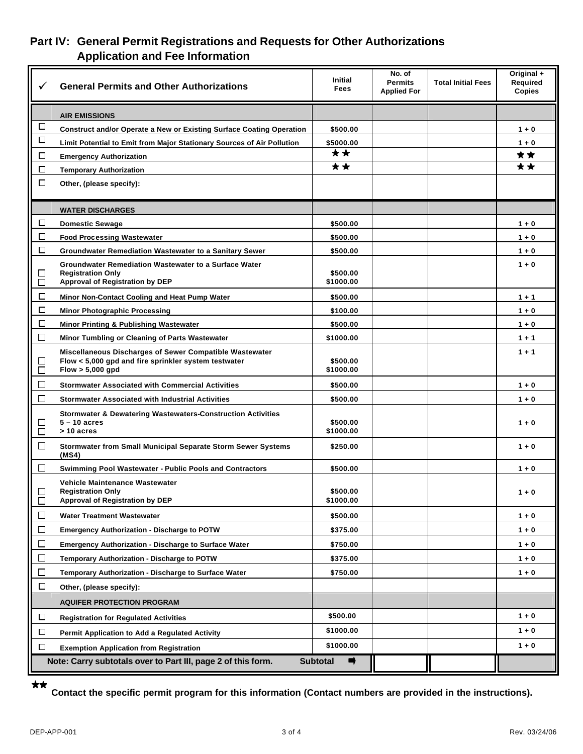## Part IV: General Permit Registrations and Requests for Other Authorizations Application and Fee Information

| ✓ | General Permits and Other Authorizations | Initial Fees | No. of Permits Applied For | Total Initial Fees | Original + Required Copies |
|---|---|---|---|---|---|
| | **AIR EMISSIONS** | | | | |
| ☐ | Construct and/or Operate a New or Existing Surface Coating Operation | $500.00 | | | 1 + 0 |
| ☐ | Limit Potential to Emit from Major Stationary Sources of Air Pollution | $5000.00 | | | 1 + 0 |
| ☐ | Emergency Authorization | ★★ | | | ★★ |
| ☐ | Temporary Authorization | ★★ | | | ★★ |
| ☐ | Other, (please specify): | | | | |
| | **WATER DISCHARGES** | | | | |
| ☐ | Domestic Sewage | $500.00 | | | 1 + 0 |
| ☐ | Food Processing Wastewater | $500.00 | | | 1 + 0 |
| ☐ | Groundwater Remediation Wastewater to a Sanitary Sewer | $500.00 | | | 1 + 0 |
| | Groundwater Remediation Wastewater to a Surface Water | | | | 1 + 0 |
| ☐ | Registration Only | $500.00 | | | |
| ☐ | Approval of Registration by DEP | $1000.00 | | | |
| ☐ | Minor Non-Contact Cooling and Heat Pump Water | $500.00 | | | 1 + 1 |
| ☐ | Minor Photographic Processing | $100.00 | | | 1 + 0 |
| ☐ | Minor Printing & Publishing Wastewater | $500.00 | | | 1 + 0 |
| ☐ | Minor Tumbling or Cleaning of Parts Wastewater | $1000.00 | | | 1 + 1 |
| | Miscellaneous Discharges of Sewer Compatible Wastewater | | | | 1 + 1 |
| ☐ | Flow < 5,000 gpd and fire sprinkler system testwater | $500.00 | | | |
| ☐ | Flow > 5,000 gpd | $1000.00 | | | |
| ☐ | Stormwater Associated with Commercial Activities | $500.00 | | | 1 + 0 |
| ☐ | Stormwater Associated with Industrial Activities | $500.00 | | | 1 + 0 |
| | Stormwater & Dewatering Wastewaters-Construction Activities | | | | 1 + 0 |
| ☐ | 5 – 10 acres | $500.00 | | | |
| ☐ | > 10 acres | $1000.00 | | | |
| ☐ | Stormwater from Small Municipal Separate Storm Sewer Systems (MS4) | $250.00 | | | 1 + 0 |
| ☐ | Swimming Pool Wastewater - Public Pools and Contractors | $500.00 | | | 1 + 0 |
| | Vehicle Maintenance Wastewater | | | | 1 + 0 |
| ☐ | Registration Only | $500.00 | | | |
| ☐ | Approval of Registration by DEP | $1000.00 | | | |
| ☐ | Water Treatment Wastewater | $500.00 | | | 1 + 0 |
| ☐ | Emergency Authorization - Discharge to POTW | $375.00 | | | 1 + 0 |
| ☐ | Emergency Authorization - Discharge to Surface Water | $750.00 | | | 1 + 0 |
| ☐ | Temporary Authorization - Discharge to POTW | $375.00 | | | 1 + 0 |
| ☐ | Temporary Authorization - Discharge to Surface Water | $750.00 | | | 1 + 0 |
| ☐ | Other, (please specify): | | | | |
| | **AQUIFER PROTECTION PROGRAM** | | | | |
| ☐ | Registration for Regulated Activities | $500.00 | | | 1 + 0 |
| ☐ | Permit Application to Add a Regulated Activity | $1000.00 | | | 1 + 0 |
| ☐ | Exemption Application from Registration | $1000.00 | | | 1 + 0 |
| | **Note: Carry subtotals over to Part III, page 2 of this form.** | **Subtotal** ➡ | | | |

★★ **Contact the specific permit program for this information (Contact numbers are provided in the instructions).**

DEP-APP-001 Rev. 03/24/06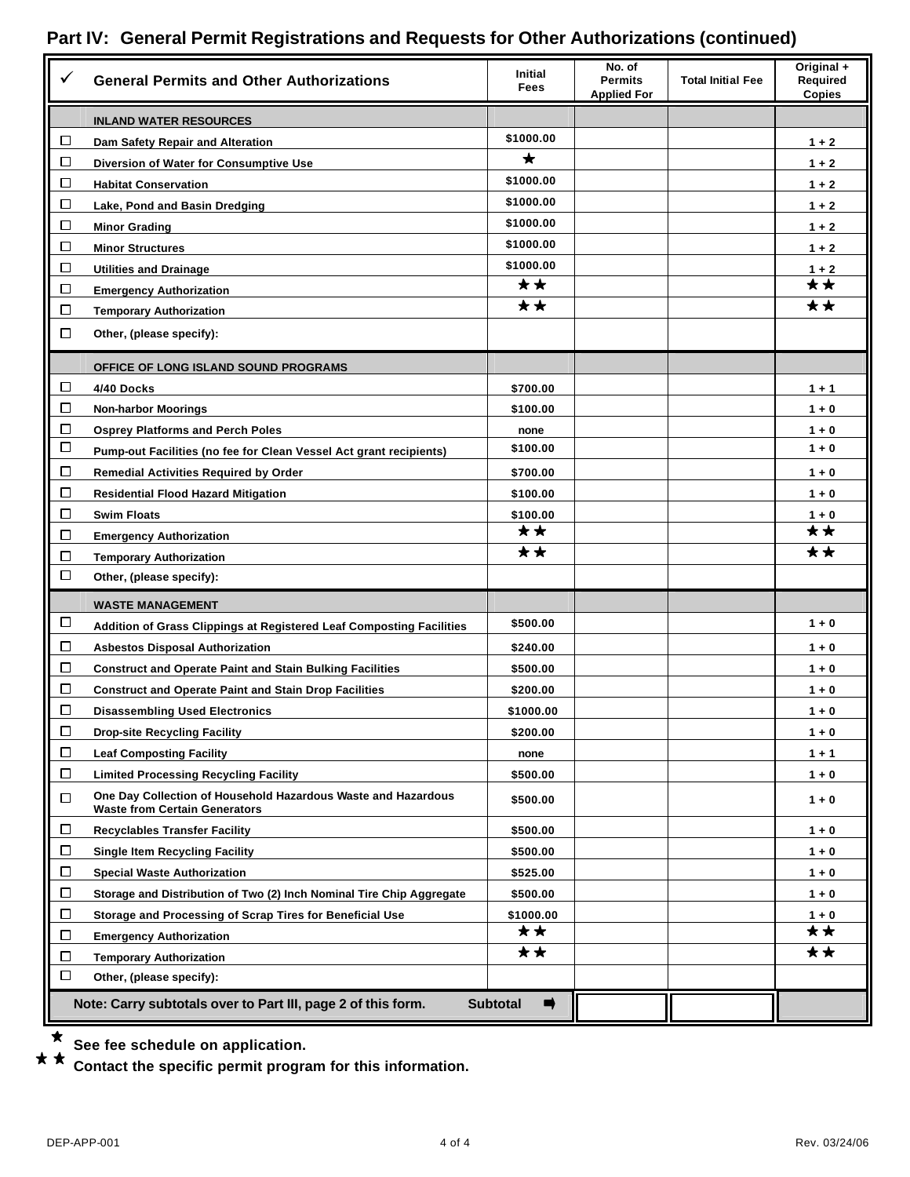## Part IV: General Permit Registrations and Requests for Other Authorizations (continued)

| ✓ | General Permits and Other Authorizations | Initial Fees | No. of Permits Applied For | Total Initial Fee | Original + Required Copies |
|---|---|---|---|---|---|
| | **INLAND WATER RESOURCES** | | | | |
| ☐ | Dam Safety Repair and Alteration | $1000.00 | | | 1 + 2 |
| ☐ | Diversion of Water for Consumptive Use | ★ | | | 1 + 2 |
| ☐ | Habitat Conservation | $1000.00 | | | 1 + 2 |
| ☐ | Lake, Pond and Basin Dredging | $1000.00 | | | 1 + 2 |
| ☐ | Minor Grading | $1000.00 | | | 1 + 2 |
| ☐ | Minor Structures | $1000.00 | | | 1 + 2 |
| ☐ | Utilities and Drainage | $1000.00 | | | 1 + 2 |
| ☐ | Emergency Authorization | ★★ | | | ★★ |
| ☐ | Temporary Authorization | ★★ | | | ★★ |
| ☐ | Other, (please specify): | | | | |
| | **OFFICE OF LONG ISLAND SOUND PROGRAMS** | | | | |
| ☐ | 4/40 Docks | $700.00 | | | 1 + 1 |
| ☐ | Non-harbor Moorings | $100.00 | | | 1 + 0 |
| ☐ | Osprey Platforms and Perch Poles | none | | | 1 + 0 |
| ☐ | Pump-out Facilities (no fee for Clean Vessel Act grant recipients) | $100.00 | | | 1 + 0 |
| ☐ | Remedial Activities Required by Order | $700.00 | | | 1 + 0 |
| ☐ | Residential Flood Hazard Mitigation | $100.00 | | | 1 + 0 |
| ☐ | Swim Floats | $100.00 | | | 1 + 0 |
| ☐ | Emergency Authorization | ★★ | | | ★★ |
| ☐ | Temporary Authorization | ★★ | | | ★★ |
| ☐ | Other, (please specify): | | | | |
| | **WASTE MANAGEMENT** | | | | |
| ☐ | Addition of Grass Clippings at Registered Leaf Composting Facilities | $500.00 | | | 1 + 0 |
| ☐ | Asbestos Disposal Authorization | $240.00 | | | 1 + 0 |
| ☐ | Construct and Operate Paint and Stain Bulking Facilities | $500.00 | | | 1 + 0 |
| ☐ | Construct and Operate Paint and Stain Drop Facilities | $200.00 | | | 1 + 0 |
| ☐ | Disassembling Used Electronics | $1000.00 | | | 1 + 0 |
| ☐ | Drop-site Recycling Facility | $200.00 | | | 1 + 0 |
| ☐ | Leaf Composting Facility | none | | | 1 + 1 |
| ☐ | Limited Processing Recycling Facility | $500.00 | | | 1 + 0 |
| ☐ | One Day Collection of Household Hazardous Waste and Hazardous Waste from Certain Generators | $500.00 | | | 1 + 0 |
| ☐ | Recyclables Transfer Facility | $500.00 | | | 1 + 0 |
| ☐ | Single Item Recycling Facility | $500.00 | | | 1 + 0 |
| ☐ | Special Waste Authorization | $525.00 | | | 1 + 0 |
| ☐ | Storage and Distribution of Two (2) Inch Nominal Tire Chip Aggregate | $500.00 | | | 1 + 0 |
| ☐ | Storage and Processing of Scrap Tires for Beneficial Use | $1000.00 | | | 1 + 0 |
| ☐ | Emergency Authorization | ★★ | | | ★★ |
| ☐ | Temporary Authorization | ★★ | | | ★★ |
| ☐ | Other, (please specify): | | | | |
| | **Note: Carry subtotals over to Part III, page 2 of this form.** | **Subtotal** ➡ | | | |

★ See fee schedule on application.

★★ Contact the specific permit program for this information.

DEP-APP-001 Rev. 03/24/06